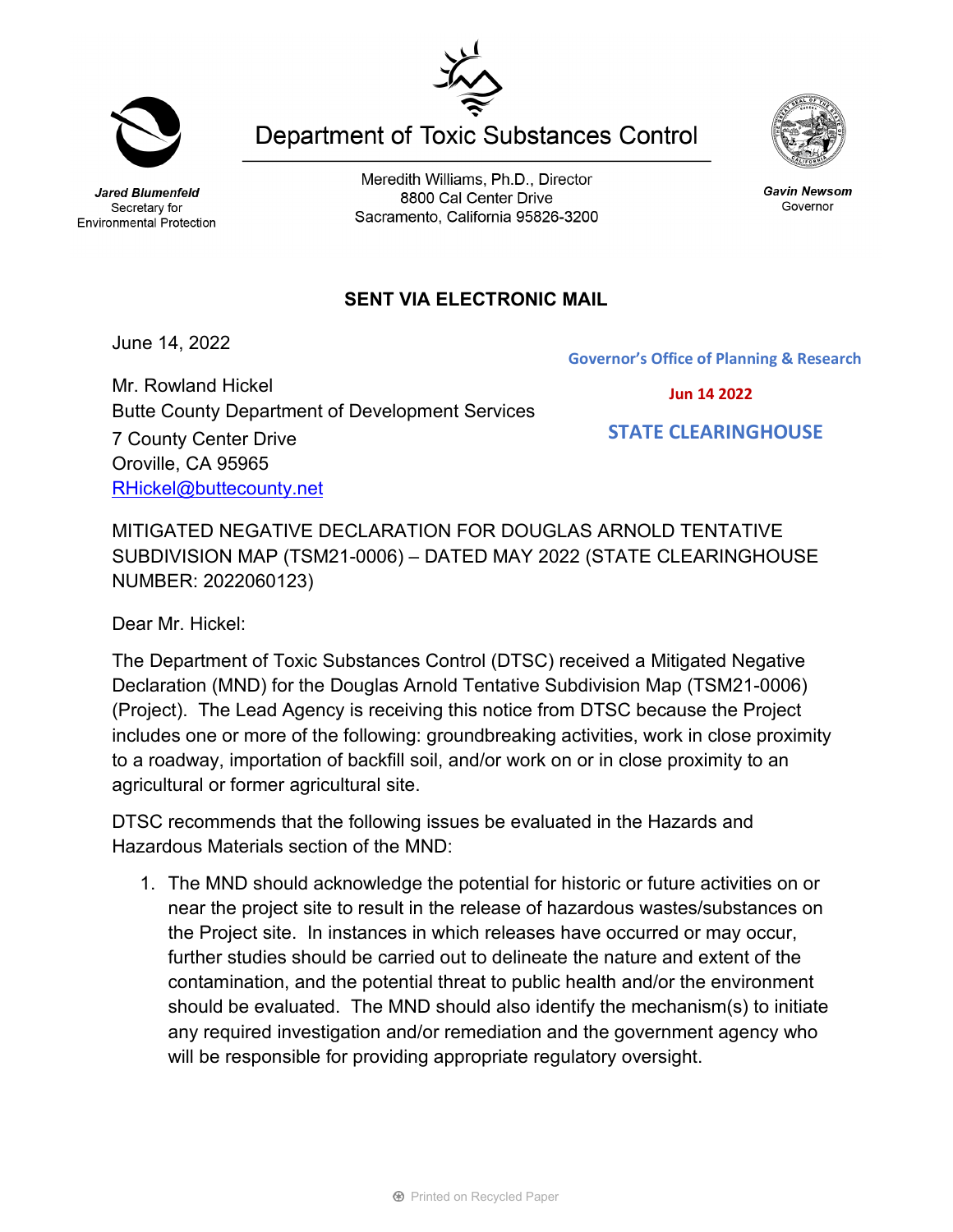Jared Blumenfeld
Secretary for
Environmental Protection

# Department of Toxic Substances Control

Meredith Williams, Ph.D., Director
8800 Cal Center Drive
Sacramento, California 95826-3200

Gavin Newsom
Governor

**SENT VIA ELECTRONIC MAIL**

June 14, 2022

Governor's Office of Planning & Research

Jun 14 2022

STATE CLEARINGHOUSE

Mr. Rowland Hickel
Butte County Department of Development Services
7 County Center Drive
Oroville, CA 95965
RHickel@buttecounty.net

MITIGATED NEGATIVE DECLARATION FOR DOUGLAS ARNOLD TENTATIVE SUBDIVISION MAP (TSM21-0006) – DATED MAY 2022 (STATE CLEARINGHOUSE NUMBER: 2022060123)

Dear Mr. Hickel:

The Department of Toxic Substances Control (DTSC) received a Mitigated Negative Declaration (MND) for the Douglas Arnold Tentative Subdivision Map (TSM21-0006) (Project). The Lead Agency is receiving this notice from DTSC because the Project includes one or more of the following: groundbreaking activities, work in close proximity to a roadway, importation of backfill soil, and/or work on or in close proximity to an agricultural or former agricultural site.

DTSC recommends that the following issues be evaluated in the Hazards and Hazardous Materials section of the MND:

1. The MND should acknowledge the potential for historic or future activities on or near the project site to result in the release of hazardous wastes/substances on the Project site. In instances in which releases have occurred or may occur, further studies should be carried out to delineate the nature and extent of the contamination, and the potential threat to public health and/or the environment should be evaluated. The MND should also identify the mechanism(s) to initiate any required investigation and/or remediation and the government agency who will be responsible for providing appropriate regulatory oversight.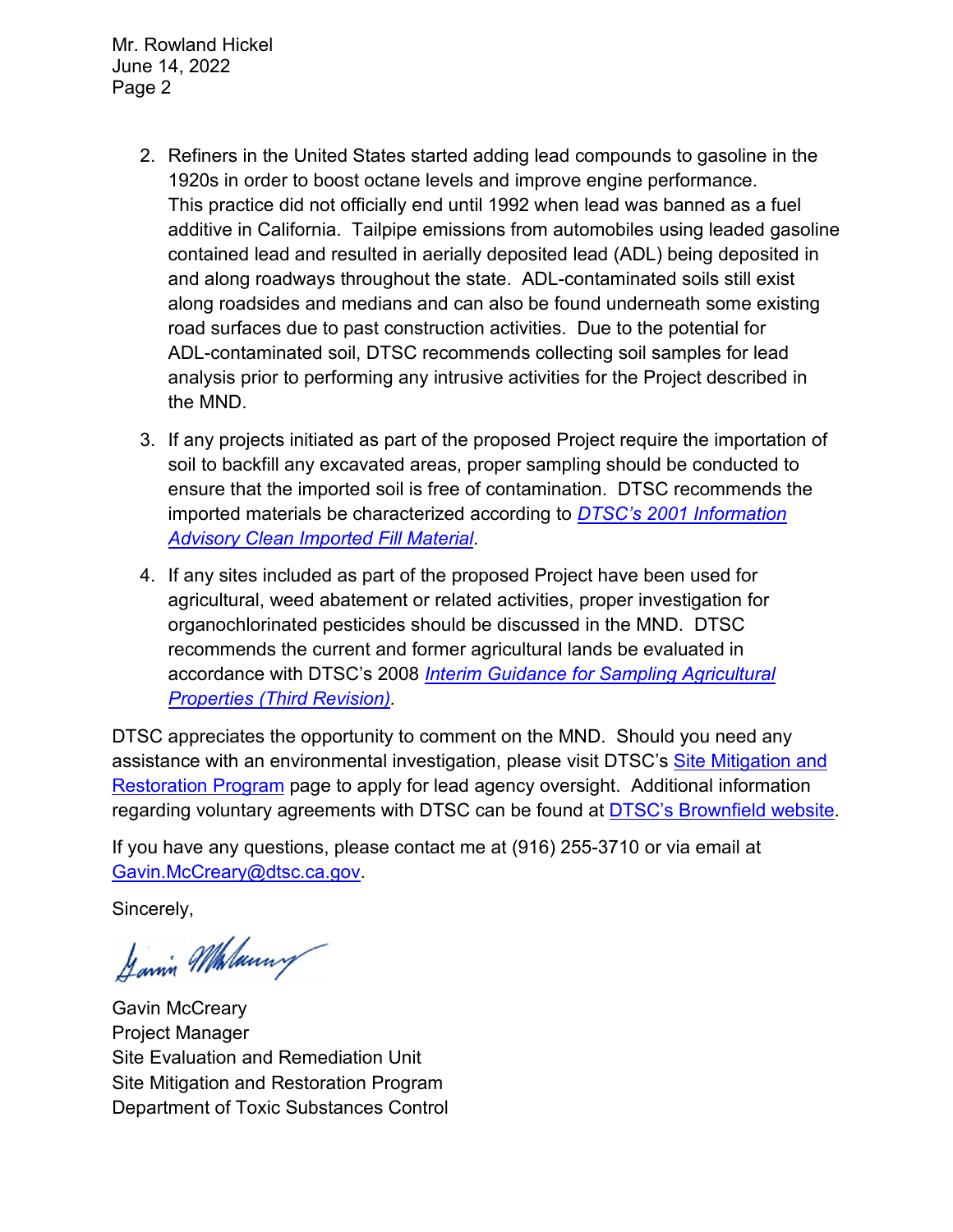2. Refiners in the United States started adding lead compounds to gasoline in the 1920s in order to boost octane levels and improve engine performance. This practice did not officially end until 1992 when lead was banned as a fuel additive in California. Tailpipe emissions from automobiles using leaded gasoline contained lead and resulted in aerially deposited lead (ADL) being deposited in and along roadways throughout the state. ADL-contaminated soils still exist along roadsides and medians and can also be found underneath some existing road surfaces due to past construction activities. Due to the potential for ADL-contaminated soil, DTSC recommends collecting soil samples for lead analysis prior to performing any intrusive activities for the Project described in the MND.

3. If any projects initiated as part of the proposed Project require the importation of soil to backfill any excavated areas, proper sampling should be conducted to ensure that the imported soil is free of contamination. DTSC recommends the imported materials be characterized according to *DTSC's 2001 Information Advisory Clean Imported Fill Material*.

4. If any sites included as part of the proposed Project have been used for agricultural, weed abatement or related activities, proper investigation for organochlorinated pesticides should be discussed in the MND. DTSC recommends the current and former agricultural lands be evaluated in accordance with DTSC's 2008 *Interim Guidance for Sampling Agricultural Properties (Third Revision)*.

DTSC appreciates the opportunity to comment on the MND. Should you need any assistance with an environmental investigation, please visit DTSC's Site Mitigation and Restoration Program page to apply for lead agency oversight. Additional information regarding voluntary agreements with DTSC can be found at DTSC's Brownfield website.

If you have any questions, please contact me at (916) 255-3710 or via email at Gavin.McCreary@dtsc.ca.gov.

Sincerely,

Gavin McCreary
Project Manager
Site Evaluation and Remediation Unit
Site Mitigation and Restoration Program
Department of Toxic Substances Control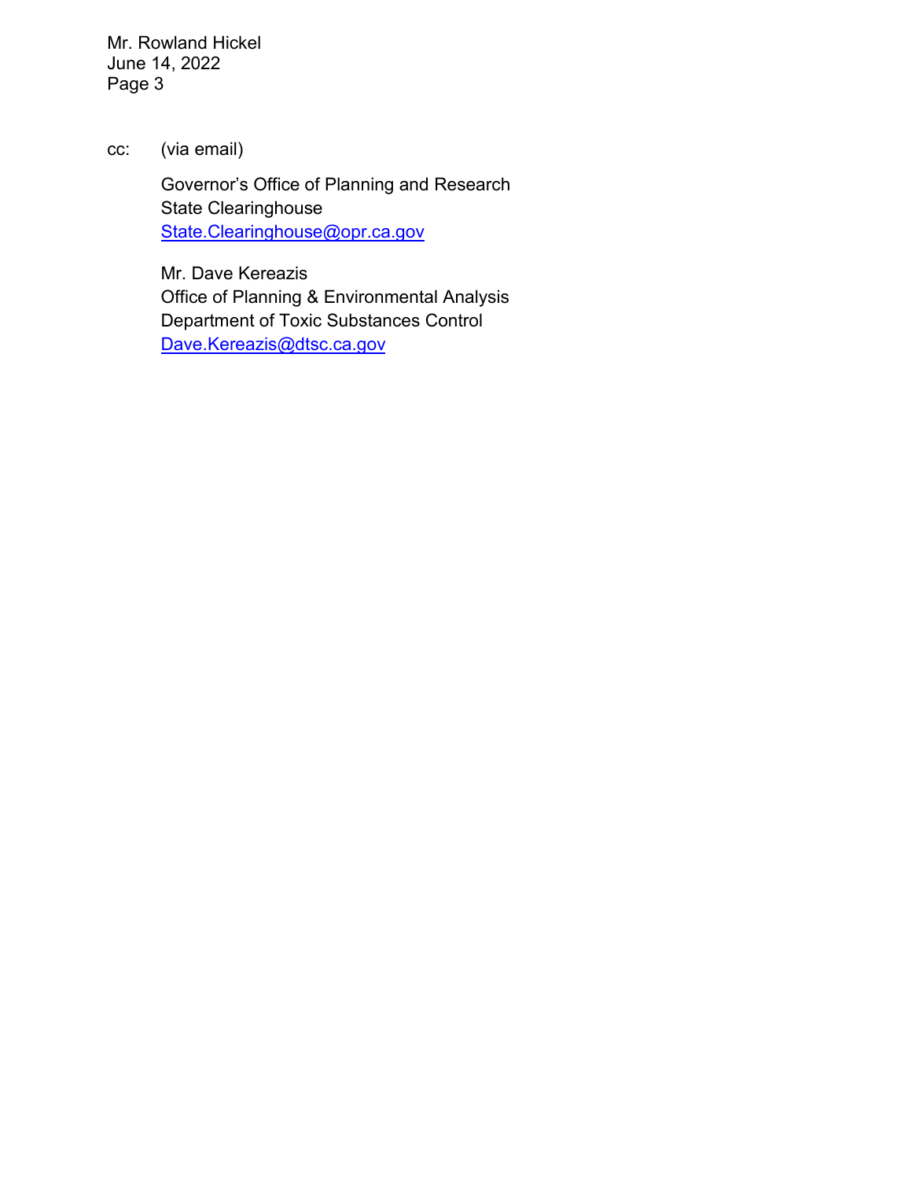cc: (via email)

Governor's Office of Planning and Research
State Clearinghouse
State.Clearinghouse@opr.ca.gov

Mr. Dave Kereazis
Office of Planning & Environmental Analysis
Department of Toxic Substances Control
Dave.Kereazis@dtsc.ca.gov